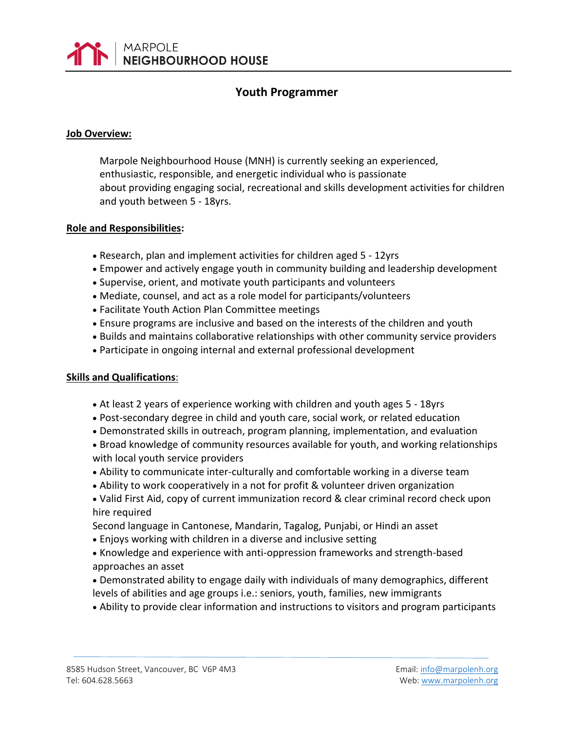MARPOLE
**NEIGHBOURHOOD HOUSE**

# Youth Programmer

**Job Overview:**

Marpole Neighbourhood House (MNH) is currently seeking an experienced, enthusiastic, responsible, and energetic individual who is passionate about providing engaging social, recreational and skills development activities for children and youth between 5 - 18yrs.

**Role and Responsibilities:**

- Research, plan and implement activities for children aged 5 - 12yrs
- Empower and actively engage youth in community building and leadership development
- Supervise, orient, and motivate youth participants and volunteers
- Mediate, counsel, and act as a role model for participants/volunteers
- Facilitate Youth Action Plan Committee meetings
- Ensure programs are inclusive and based on the interests of the children and youth
- Builds and maintains collaborative relationships with other community service providers
- Participate in ongoing internal and external professional development

**Skills and Qualifications:**

- At least 2 years of experience working with children and youth ages 5 - 18yrs
- Post-secondary degree in child and youth care, social work, or related education
- Demonstrated skills in outreach, program planning, implementation, and evaluation
- Broad knowledge of community resources available for youth, and working relationships with local youth service providers
- Ability to communicate inter-culturally and comfortable working in a diverse team
- Ability to work cooperatively in a not for profit & volunteer driven organization
- Valid First Aid, copy of current immunization record & clear criminal record check upon hire required

Second language in Cantonese, Mandarin, Tagalog, Punjabi, or Hindi an asset

- Enjoys working with children in a diverse and inclusive setting
- Knowledge and experience with anti-oppression frameworks and strength-based approaches an asset
- Demonstrated ability to engage daily with individuals of many demographics, different levels of abilities and age groups i.e.: seniors, youth, families, new immigrants
- Ability to provide clear information and instructions to visitors and program participants

8585 Hudson Street, Vancouver, BC V6P 4M3
Tel: 604.628.5663

Email: info@marpolenh.org
Web: www.marpolenh.org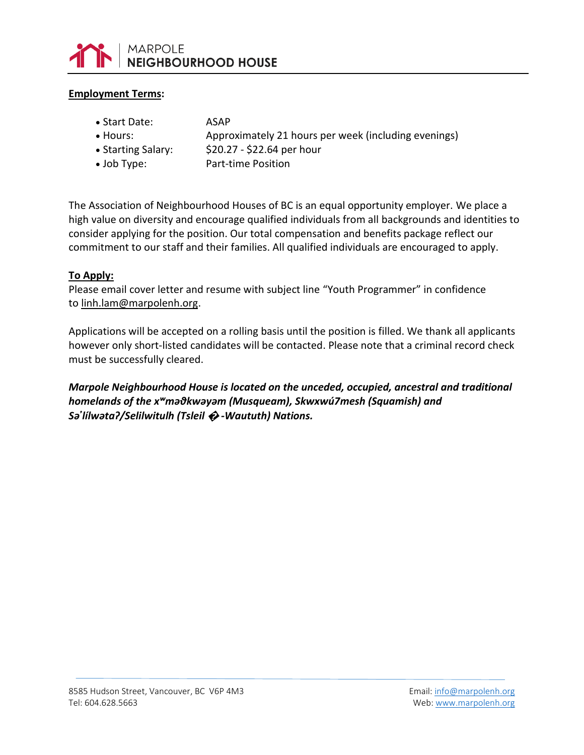**Employment Terms:**

- Start Date: ASAP
- Hours: Approximately 21 hours per week (including evenings)
- Starting Salary: $20.27 - $22.64 per hour
- Job Type: Part-time Position

The Association of Neighbourhood Houses of BC is an equal opportunity employer. We place a high value on diversity and encourage qualified individuals from all backgrounds and identities to consider applying for the position. Our total compensation and benefits package reflect our commitment to our staff and their families. All qualified individuals are encouraged to apply.

**To Apply:**

Please email cover letter and resume with subject line "Youth Programmer" in confidence to linh.lam@marpolenh.org.

Applications will be accepted on a rolling basis until the position is filled. We thank all applicants however only short-listed candidates will be contacted. Please note that a criminal record check must be successfully cleared.

***Marpole Neighbourhood House is located on the unceded, occupied, ancestral and traditional homelands of the xʷməθkwəy̓əm (Musqueam), Skwxwú7mesh (Squamish) and Səl̓ílwətaʔ/Selilwitulh (Tsleil �-Waututh) Nations.***

8585 Hudson Street, Vancouver, BC V6P 4M3
Tel: 604.628.5663

Email: info@marpolenh.org
Web: www.marpolenh.org